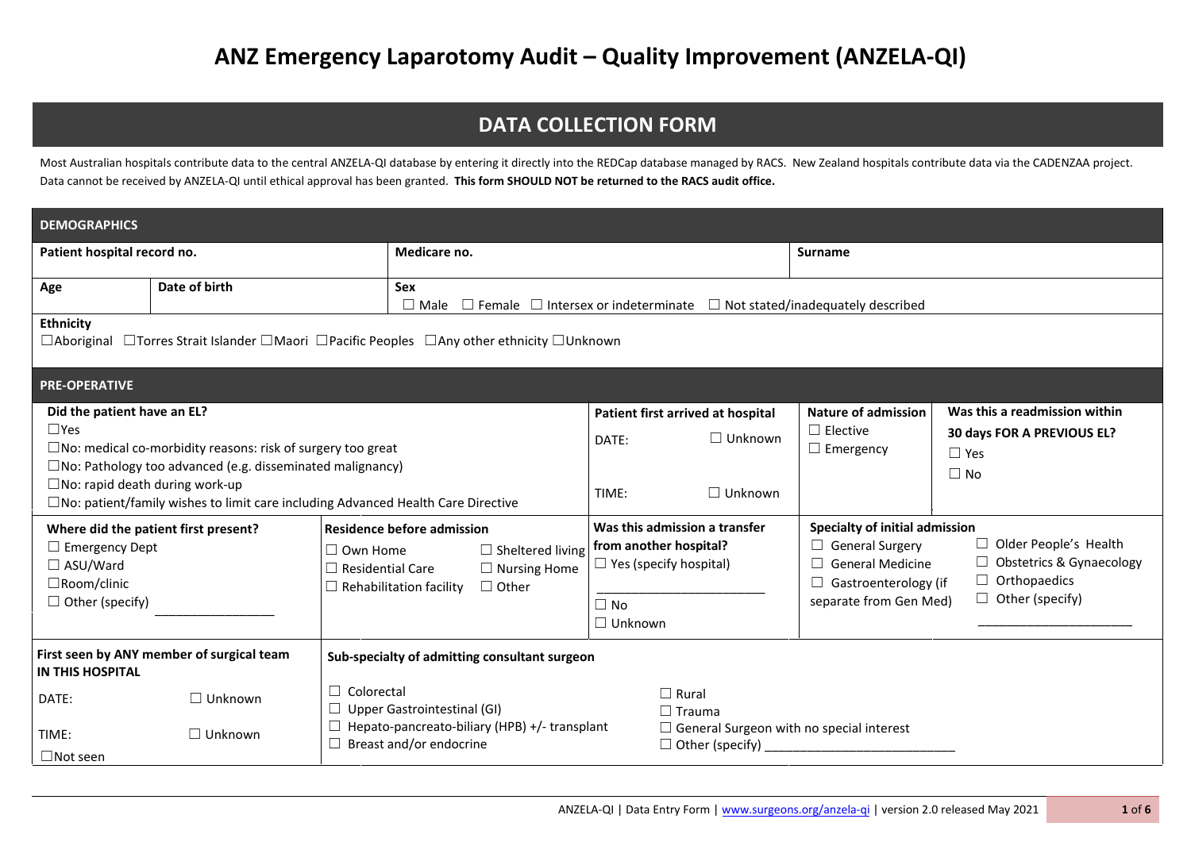# ANZ Emergency Laparotomy Audit – Quality Improvement (ANZELA-QI)

## DATA COLLECTION FORM

Most Australian hospitals contribute data to the central ANZELA-QI database by entering it directly into the REDCap database managed by RACS. New Zealand hospitals contribute data via the CADENZAA project. Data cannot be received by ANZELA-QI until ethical approval has been granted. **This form SHOULD NOT be returned to the RACS audit office.**

### DEMOGRAPHICS

| **Patient hospital record no.** | | **Medicare no.** | **Surname** |
|---|---|---|---|
| **Age** | **Date of birth** | **Sex** ☐ Male ☐ Female ☐ Intersex or indeterminate ☐ Not stated/inadequately described | |

**Ethnicity**
☐Aboriginal ☐Torres Strait Islander ☐Maori ☐Pacific Peoples ☐Any other ethnicity ☐Unknown

### PRE-OPERATIVE

**Did the patient have an EL?**
☐Yes
☐No: medical co-morbidity reasons: risk of surgery too great
☐No: Pathology too advanced (e.g. disseminated malignancy)
☐No: rapid death during work-up
☐No: patient/family wishes to limit care including Advanced Health Care Directive

**Patient first arrived at hospital**
DATE: ☐ Unknown
TIME: ☐ Unknown

**Nature of admission**
☐ Elective
☐ Emergency

**Was this a readmission within 30 days FOR A PREVIOUS EL?**
☐ Yes
☐ No

**Where did the patient first present?**
☐ Emergency Dept
☐ ASU/Ward
☐Room/clinic
☐ Other (specify) ________________

**Residence before admission**
☐ Own Home ☐ Sheltered living
☐ Residential Care ☐ Nursing Home
☐ Rehabilitation facility ☐ Other

**Was this admission a transfer from another hospital?**
☐ Yes (specify hospital)
______________________
☐ No
☐ Unknown

**Specialty of initial admission**
☐ General Surgery
☐ General Medicine
☐ Gastroenterology (if separate from Gen Med)
☐ Older People's Health
☐ Obstetrics & Gynaecology
☐ Orthopaedics
☐ Other (specify) ____________________

**First seen by ANY member of surgical team IN THIS HOSPITAL**
DATE: ☐ Unknown
TIME: ☐ Unknown
☐Not seen

**Sub-specialty of admitting consultant surgeon**
☐ Colorectal
☐ Upper Gastrointestinal (GI)
☐ Hepato-pancreato-biliary (HPB) +/- transplant
☐ Breast and/or endocrine
☐ Rural
☐ Trauma
☐ General Surgeon with no special interest
☐ Other (specify) __________________________

ANZELA-QI | Data Entry Form | www.surgeons.org/anzela-qi | version 2.0 released May 2021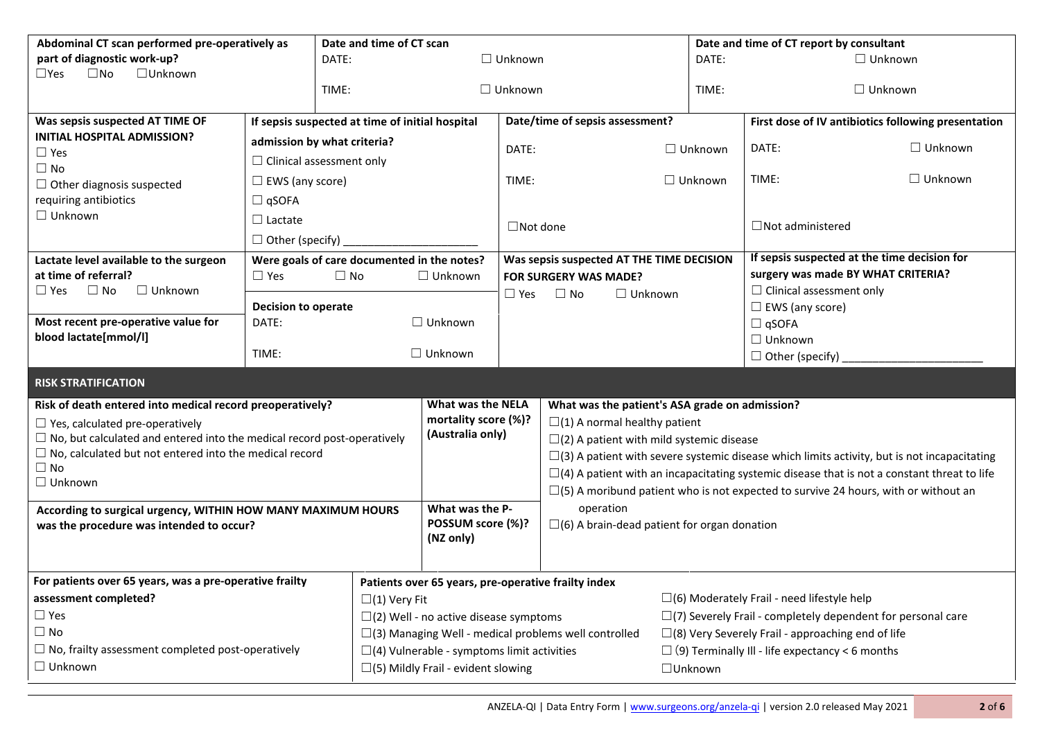| Abdominal CT scan performed pre-operatively as part of diagnostic work-up? | Date and time of CT scan | | Date and time of CT report by consultant | |
|---|---|---|---|---|
| ☐Yes ☐No ☐Unknown | DATE: | ☐ Unknown | DATE: | ☐ Unknown |
| | TIME: | ☐ Unknown | TIME: | ☐ Unknown |

| Was sepsis suspected AT TIME OF INITIAL HOSPITAL ADMISSION? | If sepsis suspected at time of initial hospital admission by what criteria? | Date/time of sepsis assessment? | First dose of IV antibiotics following presentation |
|---|---|---|---|
| ☐ Yes<br>☐ No<br>☐ Other diagnosis suspected requiring antibiotics<br>☐ Unknown | ☐ Clinical assessment only<br>☐ EWS (any score)<br>☐ qSOFA<br>☐ Lactate<br>☐ Other (specify) ____________________ | DATE: ☐ Unknown<br>TIME: ☐ Unknown<br>☐Not done | DATE: ☐ Unknown<br>TIME: ☐ Unknown<br>☐Not administered |

| Lactate level available to the surgeon at time of referral? | Were goals of care documented in the notes? | Was sepsis suspected AT THE TIME DECISION FOR SURGERY WAS MADE? | If sepsis suspected at the time decision for surgery was made BY WHAT CRITERIA? |
|---|---|---|---|
| ☐ Yes ☐ No ☐ Unknown | ☐ Yes ☐ No ☐ Unknown | ☐ Yes ☐ No ☐ Unknown | ☐ Clinical assessment only<br>☐ EWS (any score)<br>☐ qSOFA<br>☐ Unknown<br>☐ Other (specify) ______________________ |
| **Most recent pre-operative value for blood lactate[mmol/l]** | **Decision to operate**<br>DATE: ☐ Unknown<br>TIME: ☐ Unknown | | |

## RISK STRATIFICATION

| Risk of death entered into medical record preoperatively? | What was the NELA mortality score (%)? (Australia only) | What was the patient's ASA grade on admission? |
|---|---|---|
| ☐ Yes, calculated pre-operatively<br>☐ No, but calculated and entered into the medical record post-operatively<br>☐ No, calculated but not entered into the medical record<br>☐ No<br>☐ Unknown | | ☐(1) A normal healthy patient<br>☐(2) A patient with mild systemic disease<br>☐(3) A patient with severe systemic disease which limits activity, but is not incapacitating<br>☐(4) A patient with an incapacitating systemic disease that is not a constant threat to life<br>☐(5) A moribund patient who is not expected to survive 24 hours, with or without an operation<br>☐(6) A brain-dead patient for organ donation |
| **According to surgical urgency, WITHIN HOW MANY MAXIMUM HOURS was the procedure was intended to occur?** | **What was the P-POSSUM score (%)? (NZ only)** | |

| For patients over 65 years, was a pre-operative frailty assessment completed? | Patients over 65 years, pre-operative frailty index | |
|---|---|---|
| ☐ Yes<br>☐ No<br>☐ No, frailty assessment completed post-operatively<br>☐ Unknown | ☐(1) Very Fit<br>☐(2) Well - no active disease symptoms<br>☐(3) Managing Well - medical problems well controlled<br>☐(4) Vulnerable - symptoms limit activities<br>☐(5) Mildly Frail - evident slowing | ☐(6) Moderately Frail - need lifestyle help<br>☐(7) Severely Frail - completely dependent for personal care<br>☐(8) Very Severely Frail - approaching end of life<br>☐ (9) Terminally Ill - life expectancy < 6 months<br>☐Unknown |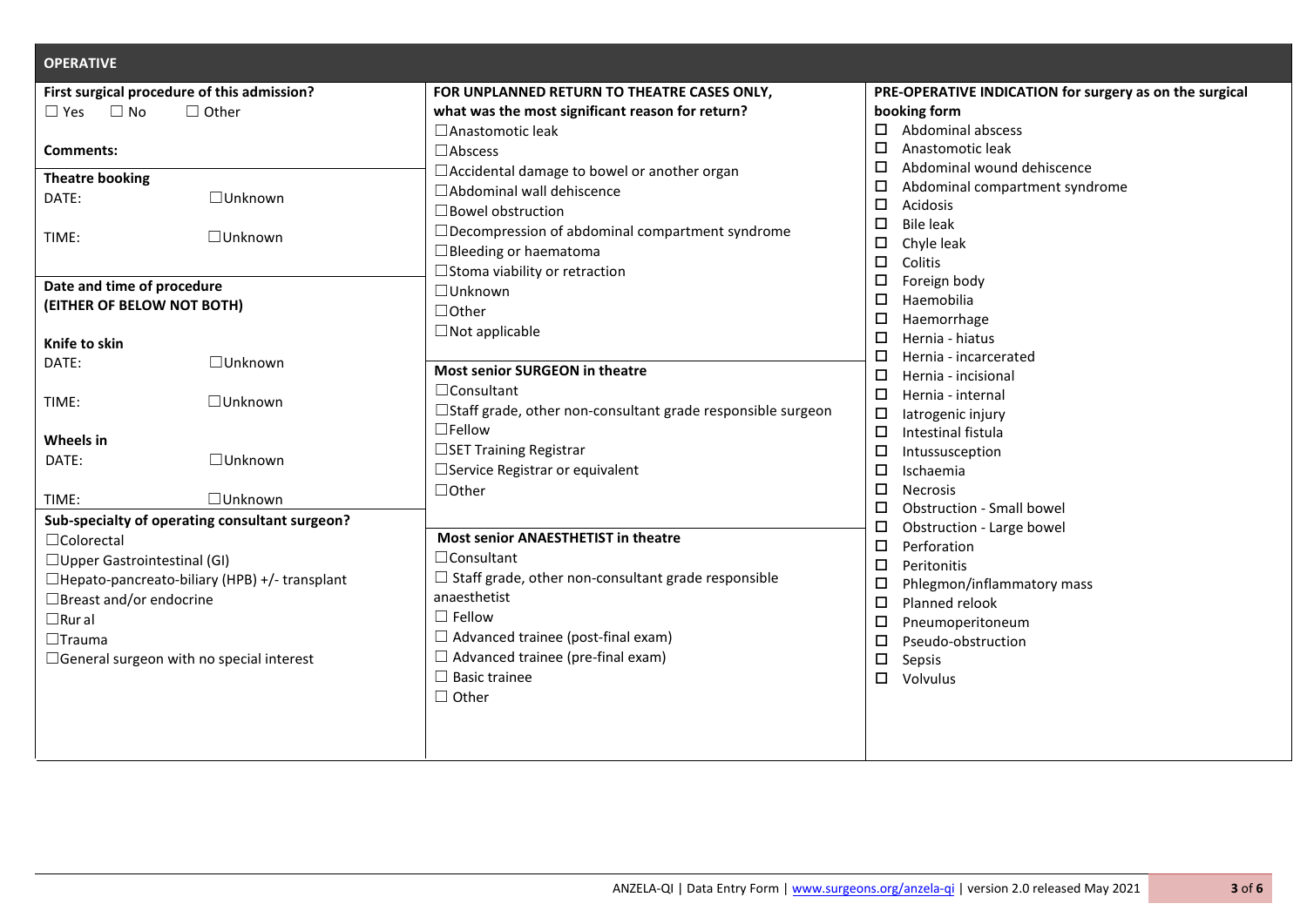## OPERATIVE

**First surgical procedure of this admission?**

☐ Yes ☐ No ☐ Other

**Comments:**

**Theatre booking**

DATE: ☐Unknown

TIME: ☐Unknown

**Date and time of procedure**
**(EITHER OF BELOW NOT BOTH)**

**Knife to skin**

DATE: ☐Unknown

TIME: ☐Unknown

**Wheels in**

DATE: ☐Unknown

TIME: ☐Unknown

**Sub-specialty of operating consultant surgeon?**

☐Colorectal
☐Upper Gastrointestinal (GI)
☐Hepato-pancreato-biliary (HPB) +/- transplant
☐Breast and/or endocrine
☐Rur al
☐Trauma
☐General surgeon with no special interest

**FOR UNPLANNED RETURN TO THEATRE CASES ONLY, what was the most significant reason for return?**

☐Anastomotic leak
☐Abscess
☐Accidental damage to bowel or another organ
☐Abdominal wall dehiscence
☐Bowel obstruction
☐Decompression of abdominal compartment syndrome
☐Bleeding or haematoma
☐Stoma viability or retraction
☐Unknown
☐Other
☐Not applicable

**Most senior SURGEON in theatre**

☐Consultant
☐Staff grade, other non-consultant grade responsible surgeon
☐Fellow
☐SET Training Registrar
☐Service Registrar or equivalent
☐Other

**Most senior ANAESTHETIST in theatre**

☐Consultant
☐ Staff grade, other non-consultant grade responsible anaesthetist
☐ Fellow
☐ Advanced trainee (post-final exam)
☐ Advanced trainee (pre-final exam)
☐ Basic trainee
☐ Other

**PRE-OPERATIVE INDICATION for surgery as on the surgical booking form**

☐ Abdominal abscess
☐ Anastomotic leak
☐ Abdominal wound dehiscence
☐ Abdominal compartment syndrome
☐ Acidosis
☐ Bile leak
☐ Chyle leak
☐ Colitis
☐ Foreign body
☐ Haemobilia
☐ Haemorrhage
☐ Hernia - hiatus
☐ Hernia - incarcerated
☐ Hernia - incisional
☐ Hernia - internal
☐ Iatrogenic injury
☐ Intestinal fistula
☐ Intussusception
☐ Ischaemia
☐ Necrosis
☐ Obstruction - Small bowel
☐ Obstruction - Large bowel
☐ Perforation
☐ Peritonitis
☐ Phlegmon/inflammatory mass
☐ Planned relook
☐ Pneumoperitoneum
☐ Pseudo-obstruction
☐ Sepsis
☐ Volvulus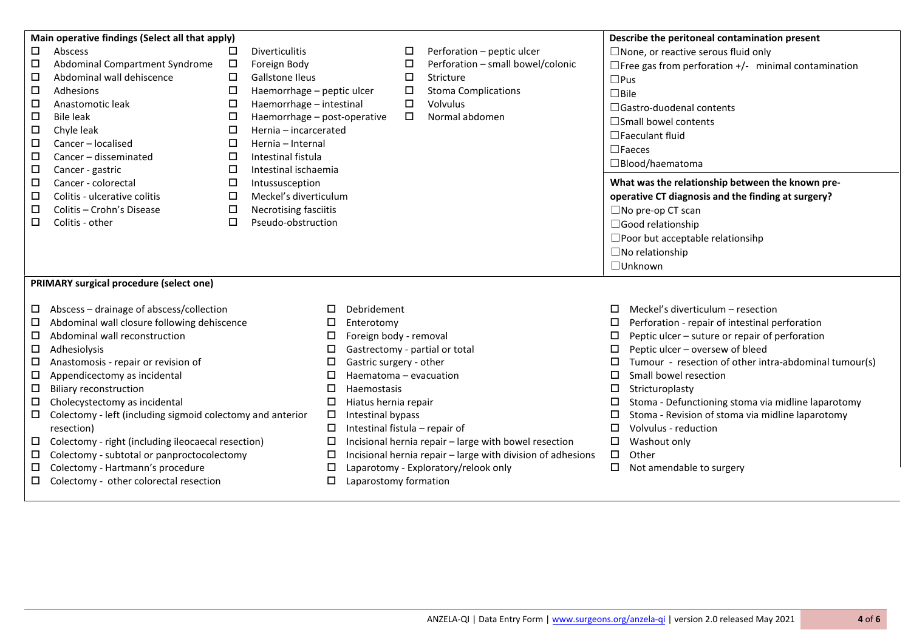**Main operative findings (Select all that apply)**

- ☐ Abscess
- ☐ Abdominal Compartment Syndrome
- ☐ Abdominal wall dehiscence
- ☐ Adhesions
- ☐ Anastomotic leak
- ☐ Bile leak
- ☐ Chyle leak
- ☐ Cancer – localised
- ☐ Cancer – disseminated
- ☐ Cancer - gastric
- ☐ Cancer - colorectal
- ☐ Colitis - ulcerative colitis
- ☐ Colitis – Crohn's Disease
- ☐ Colitis - other
- ☐ Diverticulitis
- ☐ Foreign Body
- ☐ Gallstone Ileus
- ☐ Haemorrhage – peptic ulcer
- ☐ Haemorrhage – intestinal
- ☐ Haemorrhage – post-operative
- ☐ Hernia – incarcerated
- ☐ Hernia – Internal
- ☐ Intestinal fistula
- ☐ Intestinal ischaemia
- ☐ Intussusception
- ☐ Meckel's diverticulum
- ☐ Necrotising fasciitis
- ☐ Pseudo-obstruction
- ☐ Perforation – peptic ulcer
- ☐ Perforation – small bowel/colonic
- ☐ Stricture
- ☐ Stoma Complications
- ☐ Volvulus
- ☐ Normal abdomen

**Describe the peritoneal contamination present**

- ☐ None, or reactive serous fluid only
- ☐ Free gas from perforation +/- minimal contamination
- ☐ Pus
- ☐ Bile
- ☐ Gastro-duodenal contents
- ☐ Small bowel contents
- ☐ Faeculant fluid
- ☐ Faeces
- ☐ Blood/haematoma

**What was the relationship between the known pre-operative CT diagnosis and the finding at surgery?**

- ☐ No pre-op CT scan
- ☐ Good relationship
- ☐ Poor but acceptable relationsihp
- ☐ No relationship
- ☐ Unknown

**PRIMARY surgical procedure (select one)**

- ☐ Abscess – drainage of abscess/collection
- ☐ Abdominal wall closure following dehiscence
- ☐ Abdominal wall reconstruction
- ☐ Adhesiolysis
- ☐ Anastomosis - repair or revision of
- ☐ Appendicectomy as incidental
- ☐ Biliary reconstruction
- ☐ Cholecystectomy as incidental
- ☐ Colectomy - left (including sigmoid colectomy and anterior resection)
- ☐ Colectomy - right (including ileocaecal resection)
- ☐ Colectomy - subtotal or panproctocolectomy
- ☐ Colectomy - Hartmann's procedure
- ☐ Colectomy - other colorectal resection
- ☐ Debridement
- ☐ Enterotomy
- ☐ Foreign body - removal
- ☐ Gastrectomy - partial or total
- ☐ Gastric surgery - other
- ☐ Haematoma – evacuation
- ☐ Haemostasis
- ☐ Hiatus hernia repair
- ☐ Intestinal bypass
- ☐ Intestinal fistula – repair of
- ☐ Incisional hernia repair – large with bowel resection
- ☐ Incisional hernia repair – large with division of adhesions
- ☐ Laparotomy - Exploratory/relook only
- ☐ Laparostomy formation
- ☐ Meckel's diverticulum – resection
- ☐ Perforation - repair of intestinal perforation
- ☐ Peptic ulcer – suture or repair of perforation
- ☐ Peptic ulcer – oversew of bleed
- ☐ Tumour - resection of other intra-abdominal tumour(s)
- ☐ Small bowel resection
- ☐ Stricturoplasty
- ☐ Stoma - Defunctioning stoma via midline laparotomy
- ☐ Stoma - Revision of stoma via midline laparotomy
- ☐ Volvulus - reduction
- ☐ Washout only
- ☐ Other
- ☐ Not amendable to surgery

ANZELA-QI | Data Entry Form | www.surgeons.org/anzela-qi | version 2.0 released May 2021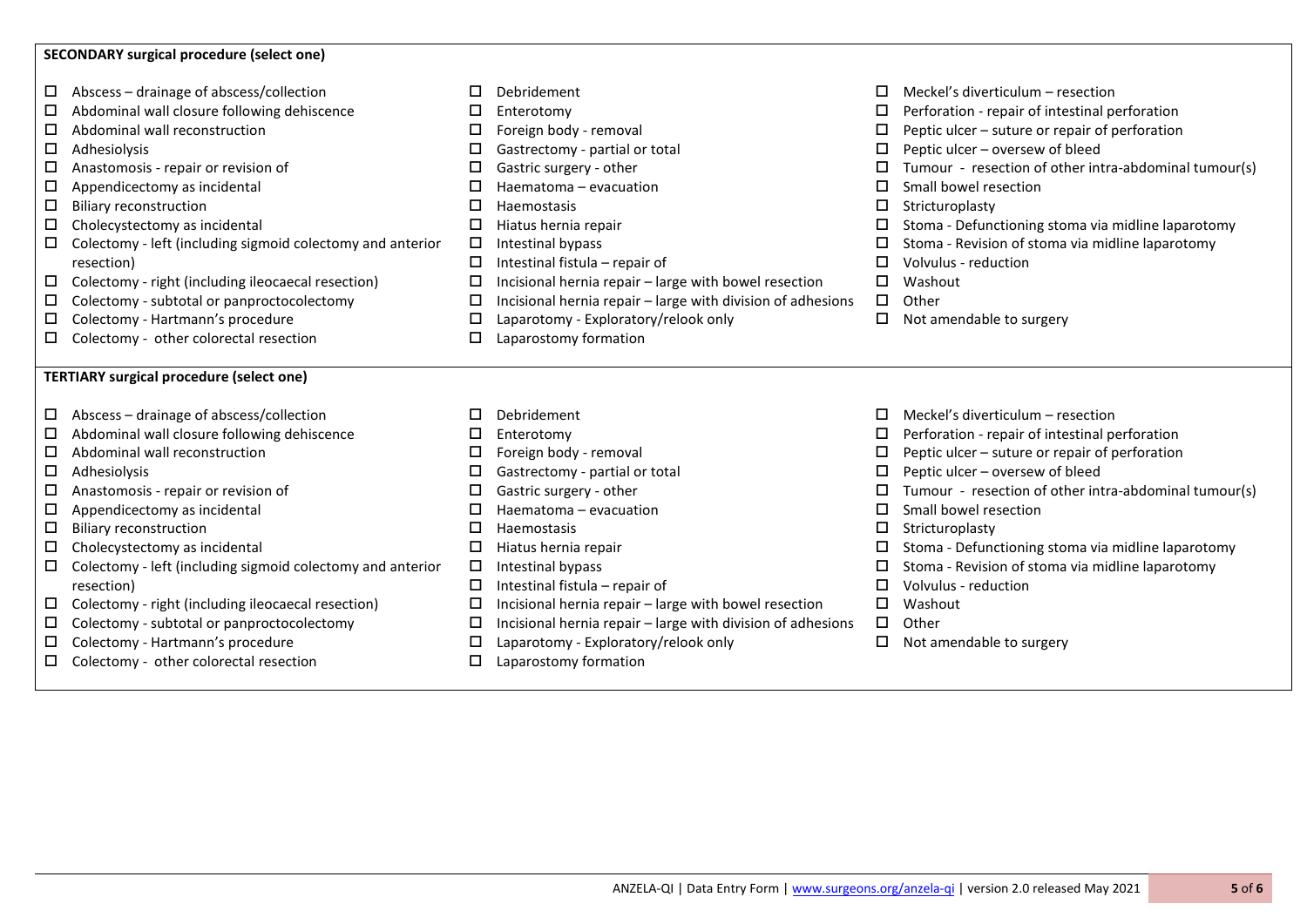**SECONDARY surgical procedure (select one)**

- ☐ Abscess – drainage of abscess/collection
- ☐ Abdominal wall closure following dehiscence
- ☐ Abdominal wall reconstruction
- ☐ Adhesiolysis
- ☐ Anastomosis - repair or revision of
- ☐ Appendicectomy as incidental
- ☐ Biliary reconstruction
- ☐ Cholecystectomy as incidental
- ☐ Colectomy - left (including sigmoid colectomy and anterior resection)
- ☐ Colectomy - right (including ileocaecal resection)
- ☐ Colectomy - subtotal or panproctocolectomy
- ☐ Colectomy - Hartmann's procedure
- ☐ Colectomy - other colorectal resection
- ☐ Debridement
- ☐ Enterotomy
- ☐ Foreign body - removal
- ☐ Gastrectomy - partial or total
- ☐ Gastric surgery - other
- ☐ Haematoma – evacuation
- ☐ Haemostasis
- ☐ Hiatus hernia repair
- ☐ Intestinal bypass
- ☐ Intestinal fistula – repair of
- ☐ Incisional hernia repair – large with bowel resection
- ☐ Incisional hernia repair – large with division of adhesions
- ☐ Laparotomy - Exploratory/relook only
- ☐ Laparostomy formation
- ☐ Meckel's diverticulum – resection
- ☐ Perforation - repair of intestinal perforation
- ☐ Peptic ulcer – suture or repair of perforation
- ☐ Peptic ulcer – oversew of bleed
- ☐ Tumour - resection of other intra-abdominal tumour(s)
- ☐ Small bowel resection
- ☐ Stricturoplasty
- ☐ Stoma - Defunctioning stoma via midline laparotomy
- ☐ Stoma - Revision of stoma via midline laparotomy
- ☐ Volvulus - reduction
- ☐ Washout
- ☐ Other
- ☐ Not amendable to surgery

**TERTIARY surgical procedure (select one)**

- ☐ Abscess – drainage of abscess/collection
- ☐ Abdominal wall closure following dehiscence
- ☐ Abdominal wall reconstruction
- ☐ Adhesiolysis
- ☐ Anastomosis - repair or revision of
- ☐ Appendicectomy as incidental
- ☐ Biliary reconstruction
- ☐ Cholecystectomy as incidental
- ☐ Colectomy - left (including sigmoid colectomy and anterior resection)
- ☐ Colectomy - right (including ileocaecal resection)
- ☐ Colectomy - subtotal or panproctocolectomy
- ☐ Colectomy - Hartmann's procedure
- ☐ Colectomy - other colorectal resection
- ☐ Debridement
- ☐ Enterotomy
- ☐ Foreign body - removal
- ☐ Gastrectomy - partial or total
- ☐ Gastric surgery - other
- ☐ Haematoma – evacuation
- ☐ Haemostasis
- ☐ Hiatus hernia repair
- ☐ Intestinal bypass
- ☐ Intestinal fistula – repair of
- ☐ Incisional hernia repair – large with bowel resection
- ☐ Incisional hernia repair – large with division of adhesions
- ☐ Laparotomy - Exploratory/relook only
- ☐ Laparostomy formation
- ☐ Meckel's diverticulum – resection
- ☐ Perforation - repair of intestinal perforation
- ☐ Peptic ulcer – suture or repair of perforation
- ☐ Peptic ulcer – oversew of bleed
- ☐ Tumour - resection of other intra-abdominal tumour(s)
- ☐ Small bowel resection
- ☐ Stricturoplasty
- ☐ Stoma - Defunctioning stoma via midline laparotomy
- ☐ Stoma - Revision of stoma via midline laparotomy
- ☐ Volvulus - reduction
- ☐ Washout
- ☐ Other
- ☐ Not amendable to surgery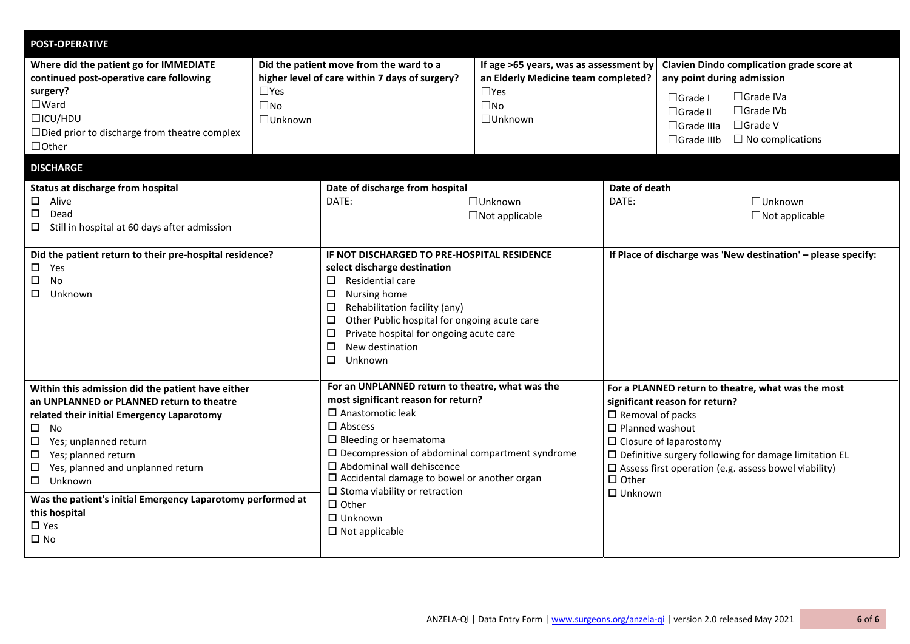## POST-OPERATIVE

**Where did the patient go for IMMEDIATE continued post-operative care following surgery?**

- ☐ Ward
- ☐ ICU/HDU
- ☐ Died prior to discharge from theatre complex
- ☐ Other

**Did the patient move from the ward to a higher level of care within 7 days of surgery?**

- ☐ Yes
- ☐ No
- ☐ Unknown

**If age >65 years, was as assessment by an Elderly Medicine team completed?**

- ☐ Yes
- ☐ No
- ☐ Unknown

**Clavien Dindo complication grade score at any point during admission**

- ☐ Grade I
- ☐ Grade II
- ☐ Grade IIIa
- ☐ Grade IIIb
- ☐ Grade IVa
- ☐ Grade IVb
- ☐ Grade V
- ☐ No complications

## DISCHARGE

**Status at discharge from hospital**

- ☐ Alive
- ☐ Dead
- ☐ Still in hospital at 60 days after admission

**Date of discharge from hospital**

DATE:

- ☐ Unknown
- ☐ Not applicable

**Date of death**

DATE:

- ☐ Unknown
- ☐ Not applicable

**Did the patient return to their pre-hospital residence?**

- ☐ Yes
- ☐ No
- ☐ Unknown

**IF NOT DISCHARGED TO PRE-HOSPITAL RESIDENCE select discharge destination**

- ☐ Residential care
- ☐ Nursing home
- ☐ Rehabilitation facility (any)
- ☐ Other Public hospital for ongoing acute care
- ☐ Private hospital for ongoing acute care
- ☐ New destination
- ☐ Unknown

**If Place of discharge was 'New destination' – please specify:**

**Within this admission did the patient have either an UNPLANNED or PLANNED return to theatre related their initial Emergency Laparotomy**

- ☐ No
- ☐ Yes; unplanned return
- ☐ Yes; planned return
- ☐ Yes, planned and unplanned return
- ☐ Unknown

**Was the patient's initial Emergency Laparotomy performed at this hospital**

- ☐ Yes
- ☐ No

**For an UNPLANNED return to theatre, what was the most significant reason for return?**

- ☐ Anastomotic leak
- ☐ Abscess
- ☐ Bleeding or haematoma
- ☐ Decompression of abdominal compartment syndrome
- ☐ Abdominal wall dehiscence
- ☐ Accidental damage to bowel or another organ
- ☐ Stoma viability or retraction
- ☐ Other
- ☐ Unknown
- ☐ Not applicable

**For a PLANNED return to theatre, what was the most significant reason for return?**

- ☐ Removal of packs
- ☐ Planned washout
- ☐ Closure of laparostomy
- ☐ Definitive surgery following for damage limitation EL
- ☐ Assess first operation (e.g. assess bowel viability)
- ☐ Other
- ☐ Unknown